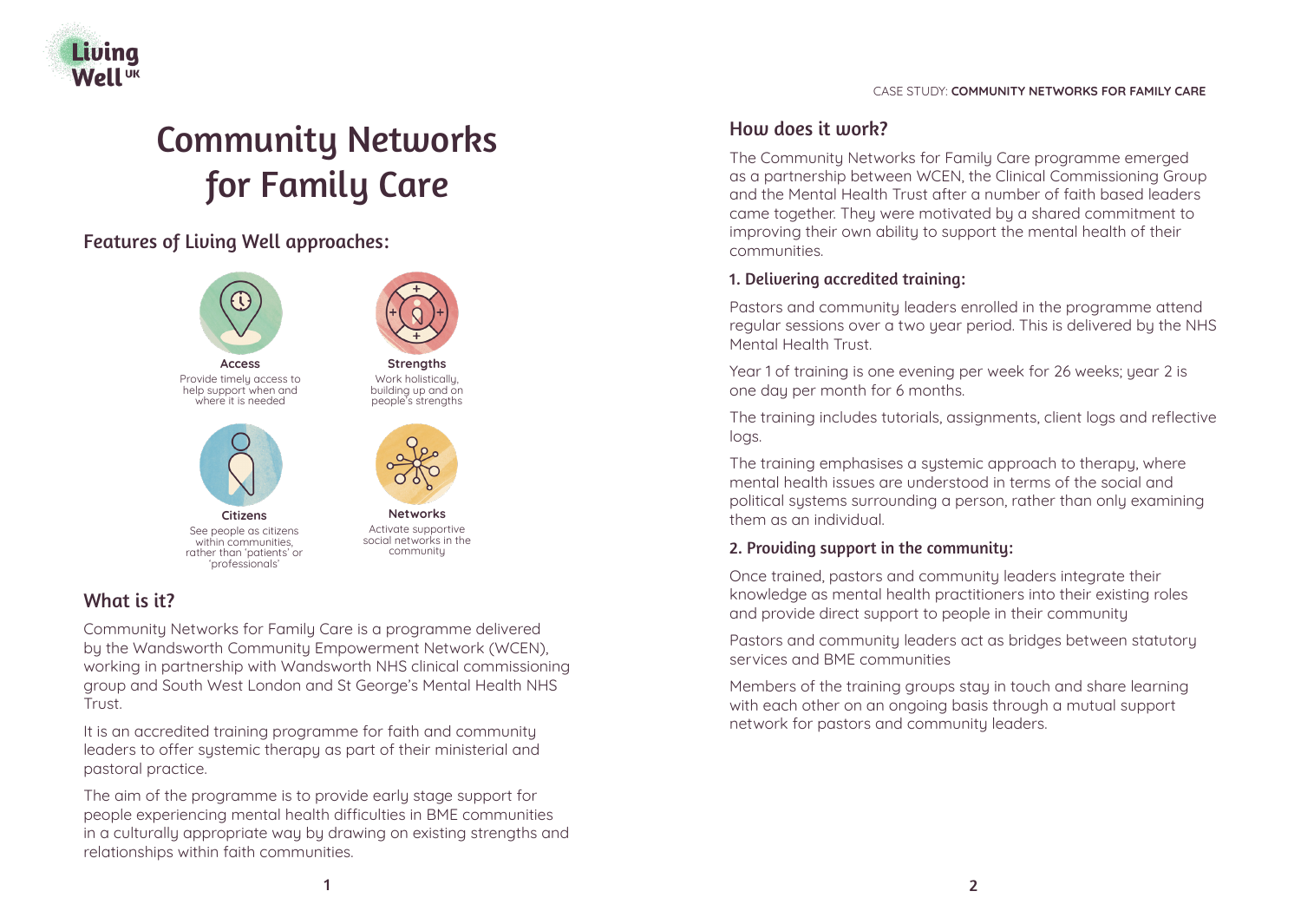# Community Networks for Family Care

## Features of Living Well approaches:

**Access**
Provide timely access to help support when and where it is needed

**Strengths**
Work holistically, building up and on people's strengths

**Citizens**
See people as citizens within communities, rather than 'patients' or 'professionals'

**Networks**
Activate supportive social networks in the community

## What is it?

Community Networks for Family Care is a programme delivered by the Wandsworth Community Empowerment Network (WCEN), working in partnership with Wandsworth NHS clinical commissioning group and South West London and St George's Mental Health NHS Trust.

It is an accredited training programme for faith and community leaders to offer systemic therapy as part of their ministerial and pastoral practice.

The aim of the programme is to provide early stage support for people experiencing mental health difficulties in BME communities in a culturally appropriate way by drawing on existing strengths and relationships within faith communities.

## How does it work?

The Community Networks for Family Care programme emerged as a partnership between WCEN, the Clinical Commissioning Group and the Mental Health Trust after a number of faith based leaders came together. They were motivated by a shared commitment to improving their own ability to support the mental health of their communities.

### 1. Delivering accredited training:

Pastors and community leaders enrolled in the programme attend regular sessions over a two year period. This is delivered by the NHS Mental Health Trust.

Year 1 of training is one evening per week for 26 weeks; year 2 is one day per month for 6 months.

The training includes tutorials, assignments, client logs and reflective logs.

The training emphasises a systemic approach to therapy, where mental health issues are understood in terms of the social and political systems surrounding a person, rather than only examining them as an individual.

### 2. Providing support in the community:

Once trained, pastors and community leaders integrate their knowledge as mental health practitioners into their existing roles and provide direct support to people in their community

Pastors and community leaders act as bridges between statutory services and BME communities

Members of the training groups stay in touch and share learning with each other on an ongoing basis through a mutual support network for pastors and community leaders.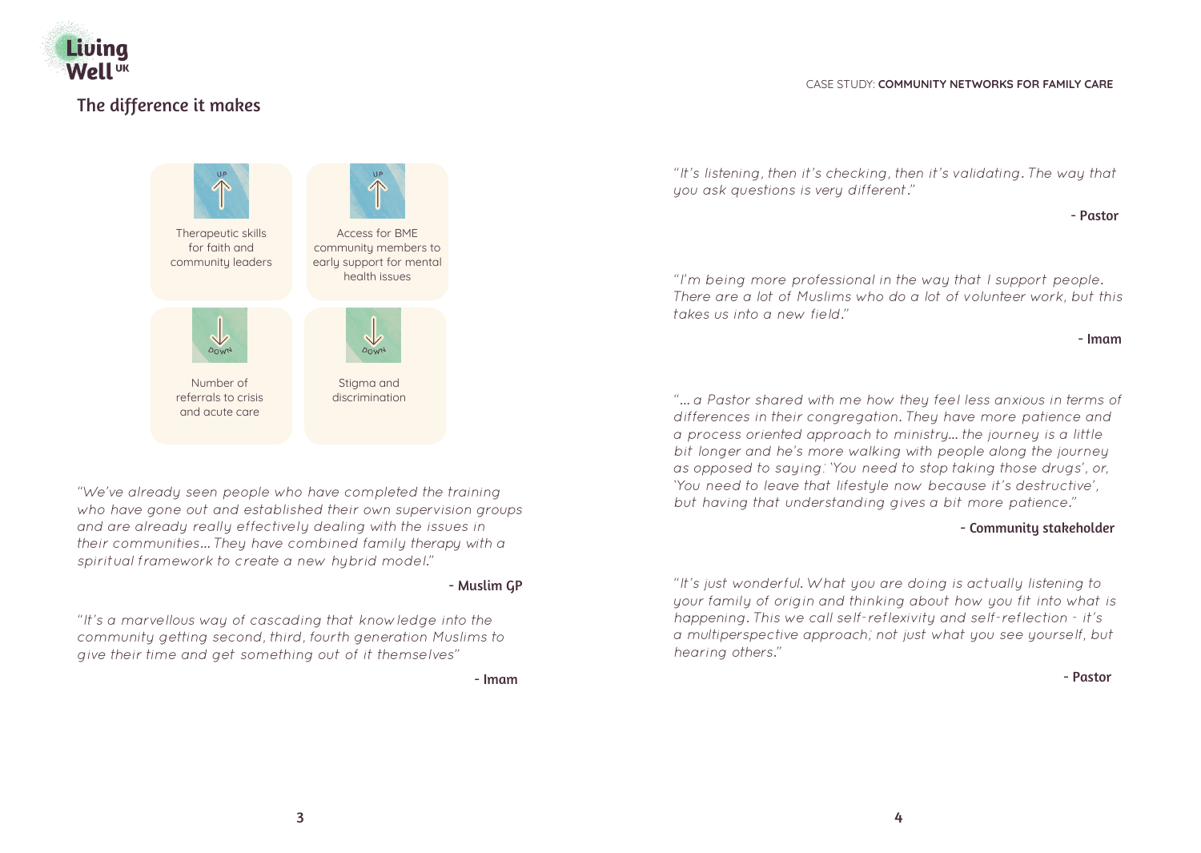## The difference it makes

- **UP** — Therapeutic skills for faith and community leaders
- **UP** — Access for BME community members to early support for mental health issues
- **DOWN** — Number of referrals to crisis and acute care
- **DOWN** — Stigma and discrimination

*"We've already seen people who have completed the training who have gone out and established their own supervision groups and are already really effectively dealing with the issues in their communities... They have combined family therapy with a spiritual framework to create a new hybrid model."*

**- Muslim GP**

*"It's a marvellous way of cascading that knowledge into the community getting second, third, fourth generation Muslims to give their time and get something out of it themselves"*

**- Imam**

*"It's listening, then it's checking, then it's validating. The way that you ask questions is very different."*

**- Pastor**

*"I'm being more professional in the way that I support people. There are a lot of Muslims who do a lot of volunteer work, but this takes us into a new field."*

**- Imam**

*"... a Pastor shared with me how they feel less anxious in terms of differences in their congregation. They have more patience and a process oriented approach to ministry... the journey is a little bit longer and he's more walking with people along the journey as opposed to saying: 'You need to stop taking those drugs', or, 'You need to leave that lifestyle now because it's destructive', but having that understanding gives a bit more patience."*

**- Community stakeholder**

*"It's just wonderful. What you are doing is actually listening to your family of origin and thinking about how you fit into what is happening. This we call self-reflexivity and self-reflection - it's a multiperspective approach; not just what you see yourself, but hearing others."*

**- Pastor**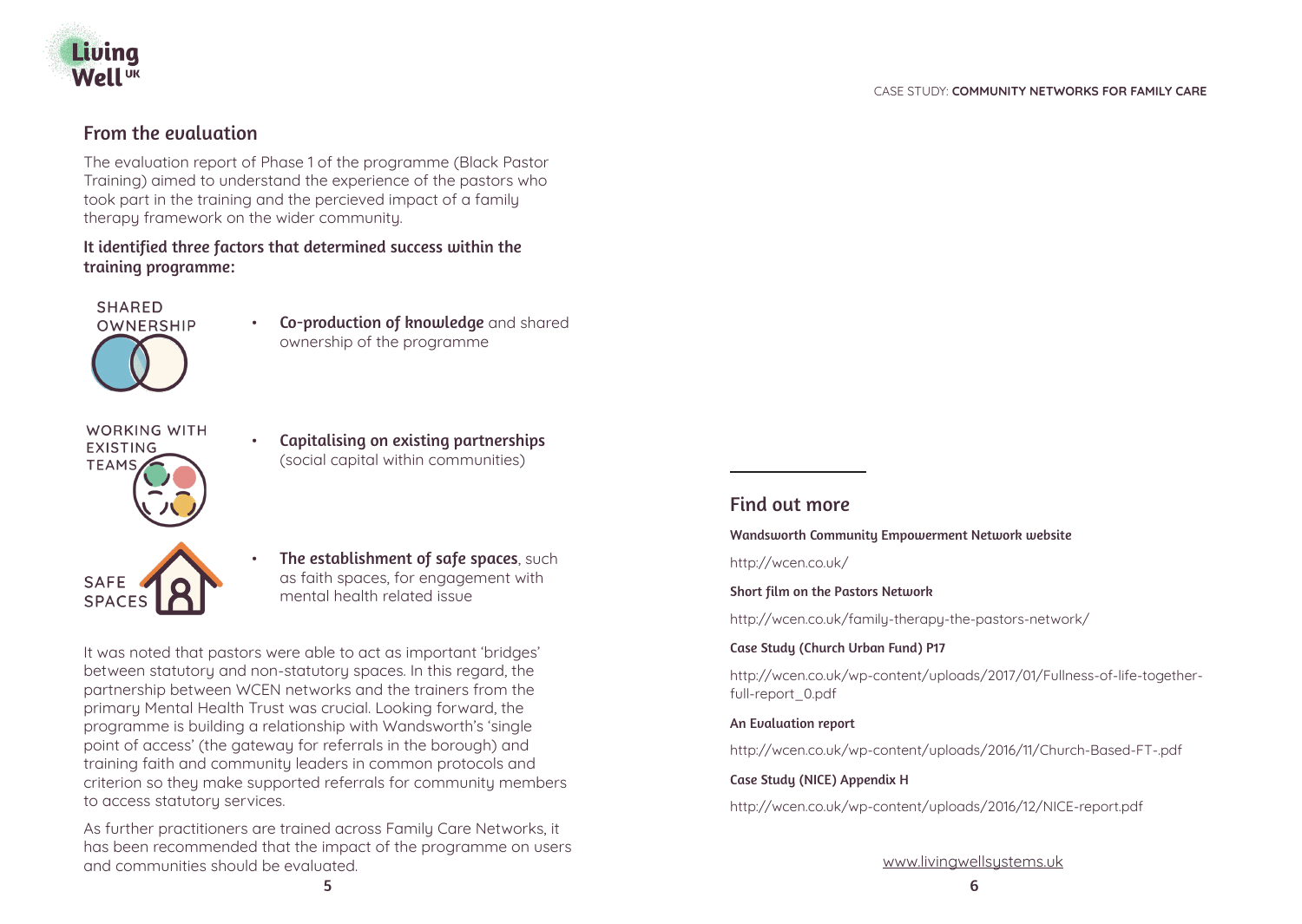## From the evaluation

The evaluation report of Phase 1 of the programme (Black Pastor Training) aimed to understand the experience of the pastors who took part in the training and the percieved impact of a family therapy framework on the wider community.

**It identified three factors that determined success within the training programme:**

SHARED OWNERSHIP

- **Co-production of knowledge** and shared ownership of the programme

WORKING WITH EXISTING TEAMS

- **Capitalising on existing partnerships** (social capital within communities)

SAFE SPACES

- **The establishment of safe spaces**, such as faith spaces, for engagement with mental health related issue

It was noted that pastors were able to act as important 'bridges' between statutory and non-statutory spaces. In this regard, the partnership between WCEN networks and the trainers from the primary Mental Health Trust was crucial. Looking forward, the programme is building a relationship with Wandsworth's 'single point of access' (the gateway for referrals in the borough) and training faith and community leaders in common protocols and criterion so they make supported referrals for community members to access statutory services.

As further practitioners are trained across Family Care Networks, it has been recommended that the impact of the programme on users and communities should be evaluated.

## Find out more

**Wandsworth Community Empowerment Network website**

http://wcen.co.uk/

**Short film on the Pastors Network**

http://wcen.co.uk/family-therapy-the-pastors-network/

**Case Study (Church Urban Fund) P17**

http://wcen.co.uk/wp-content/uploads/2017/01/Fullness-of-life-together-full-report_0.pdf

**An Evaluation report**

http://wcen.co.uk/wp-content/uploads/2016/11/Church-Based-FT-.pdf

**Case Study (NICE) Appendix H**

http://wcen.co.uk/wp-content/uploads/2016/12/NICE-report.pdf

www.livingwellsystems.uk